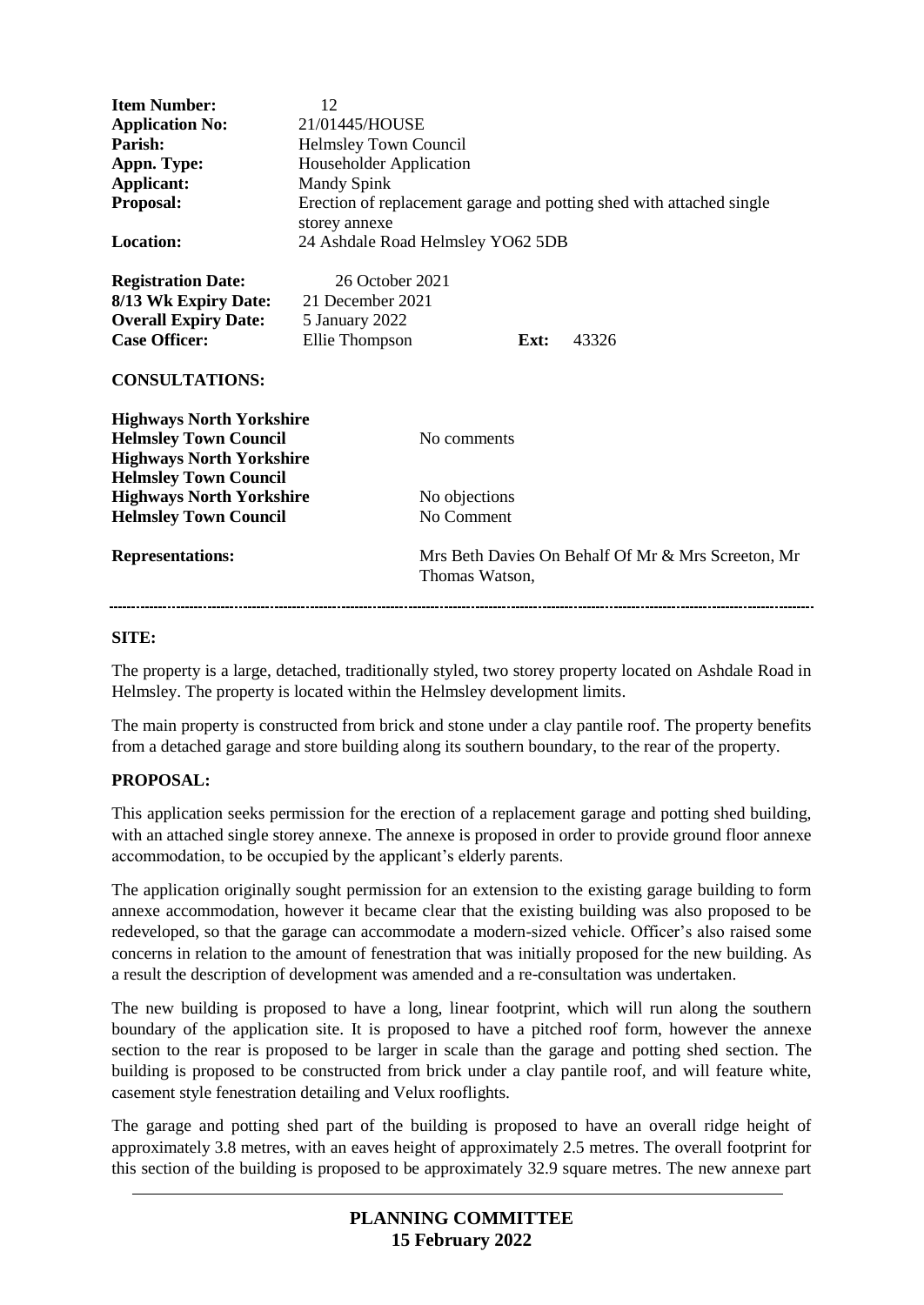| | |
|---|---|
| **Item Number:** | 12 |
| **Application No:** | 21/01445/HOUSE |
| **Parish:** | Helmsley Town Council |
| **Appn. Type:** | Householder Application |
| **Applicant:** | Mandy Spink |
| **Proposal:** | Erection of replacement garage and potting shed with attached single storey annexe |
| **Location:** | 24 Ashdale Road Helmsley YO62 5DB |

| | | | |
|---|---|---|---|
| **Registration Date:** | 26 October 2021 | | |
| **8/13 Wk Expiry Date:** | 21 December 2021 | | |
| **Overall Expiry Date:** | 5 January 2022 | | |
| **Case Officer:** | Ellie Thompson | **Ext:** | 43326 |

**CONSULTATIONS:**

| | |
|---|---|
| **Highways North Yorkshire** | |
| **Helmsley Town Council** | No comments |
| **Highways North Yorkshire** | |
| **Helmsley Town Council** | |
| **Highways North Yorkshire** | No objections |
| **Helmsley Town Council** | No Comment |

| | |
|---|---|
| **Representations:** | Mrs Beth Davies On Behalf Of Mr & Mrs Screeton, Mr Thomas Watson, |

---

**SITE:**

The property is a large, detached, traditionally styled, two storey property located on Ashdale Road in Helmsley. The property is located within the Helmsley development limits.

The main property is constructed from brick and stone under a clay pantile roof. The property benefits from a detached garage and store building along its southern boundary, to the rear of the property.

**PROPOSAL:**

This application seeks permission for the erection of a replacement garage and potting shed building, with an attached single storey annexe. The annexe is proposed in order to provide ground floor annexe accommodation, to be occupied by the applicant's elderly parents.

The application originally sought permission for an extension to the existing garage building to form annexe accommodation, however it became clear that the existing building was also proposed to be redeveloped, so that the garage can accommodate a modern-sized vehicle. Officer's also raised some concerns in relation to the amount of fenestration that was initially proposed for the new building. As a result the description of development was amended and a re-consultation was undertaken.

The new building is proposed to have a long, linear footprint, which will run along the southern boundary of the application site. It is proposed to have a pitched roof form, however the annexe section to the rear is proposed to be larger in scale than the garage and potting shed section. The building is proposed to be constructed from brick under a clay pantile roof, and will feature white, casement style fenestration detailing and Velux rooflights.

The garage and potting shed part of the building is proposed to have an overall ridge height of approximately 3.8 metres, with an eaves height of approximately 2.5 metres. The overall footprint for this section of the building is proposed to be approximately 32.9 square metres. The new annexe part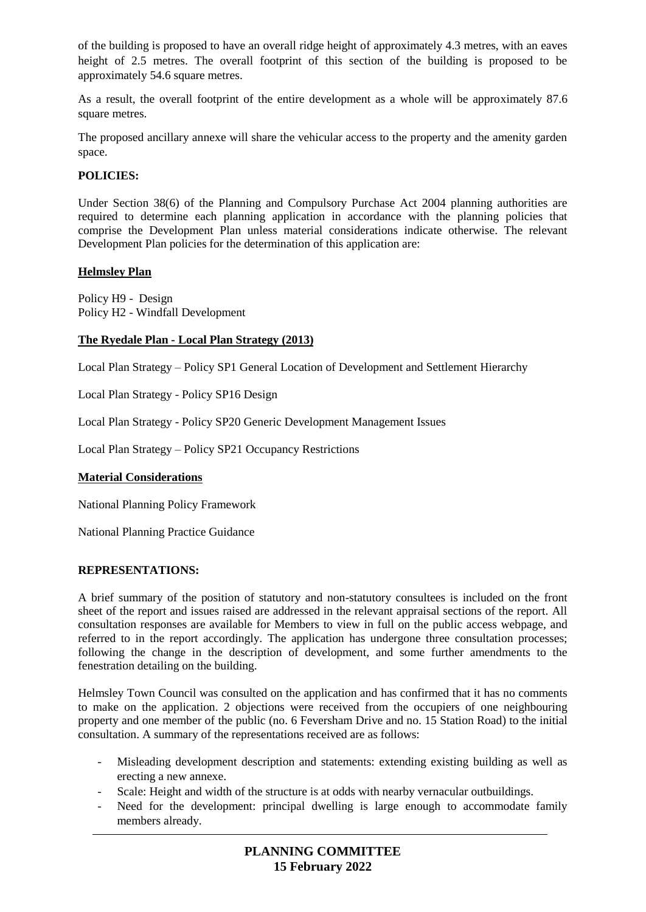of the building is proposed to have an overall ridge height of approximately 4.3 metres, with an eaves height of 2.5 metres. The overall footprint of this section of the building is proposed to be approximately 54.6 square metres.

As a result, the overall footprint of the entire development as a whole will be approximately 87.6 square metres.

The proposed ancillary annexe will share the vehicular access to the property and the amenity garden space.

## POLICIES:

Under Section 38(6) of the Planning and Compulsory Purchase Act 2004 planning authorities are required to determine each planning application in accordance with the planning policies that comprise the Development Plan unless material considerations indicate otherwise. The relevant Development Plan policies for the determination of this application are:

### Helmsley Plan

Policy H9 - Design
Policy H2 - Windfall Development

### The Ryedale Plan - Local Plan Strategy (2013)

Local Plan Strategy – Policy SP1 General Location of Development and Settlement Hierarchy

Local Plan Strategy - Policy SP16 Design

Local Plan Strategy - Policy SP20 Generic Development Management Issues

Local Plan Strategy – Policy SP21 Occupancy Restrictions

### Material Considerations

National Planning Policy Framework

National Planning Practice Guidance

## REPRESENTATIONS:

A brief summary of the position of statutory and non-statutory consultees is included on the front sheet of the report and issues raised are addressed in the relevant appraisal sections of the report. All consultation responses are available for Members to view in full on the public access webpage, and referred to in the report accordingly. The application has undergone three consultation processes; following the change in the description of development, and some further amendments to the fenestration detailing on the building.

Helmsley Town Council was consulted on the application and has confirmed that it has no comments to make on the application. 2 objections were received from the occupiers of one neighbouring property and one member of the public (no. 6 Feversham Drive and no. 15 Station Road) to the initial consultation. A summary of the representations received are as follows:

- Misleading development description and statements: extending existing building as well as erecting a new annexe.
- Scale: Height and width of the structure is at odds with nearby vernacular outbuildings.
- Need for the development: principal dwelling is large enough to accommodate family members already.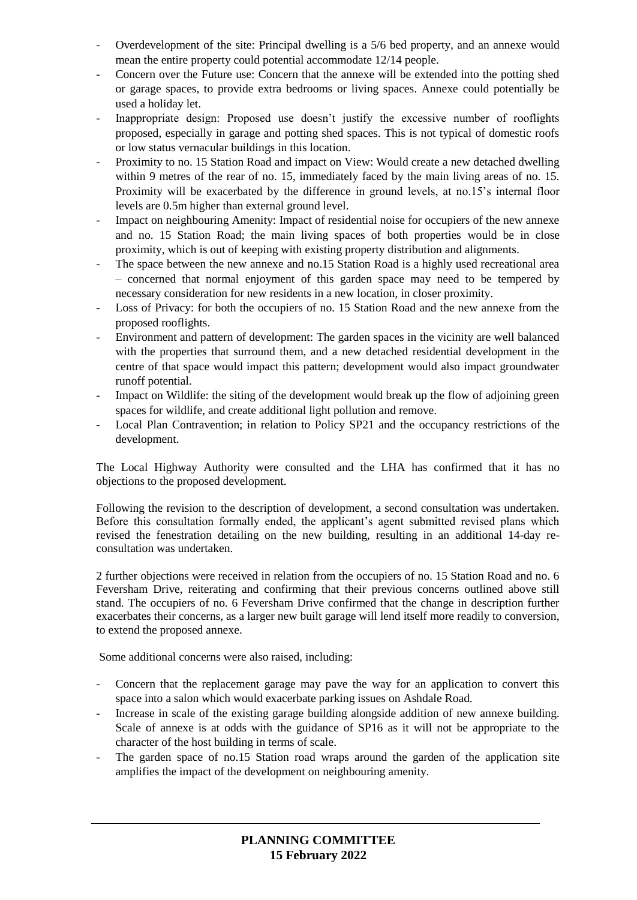- Overdevelopment of the site: Principal dwelling is a 5/6 bed property, and an annexe would mean the entire property could potential accommodate 12/14 people.
- Concern over the Future use: Concern that the annexe will be extended into the potting shed or garage spaces, to provide extra bedrooms or living spaces. Annexe could potentially be used a holiday let.
- Inappropriate design: Proposed use doesn't justify the excessive number of rooflights proposed, especially in garage and potting shed spaces. This is not typical of domestic roofs or low status vernacular buildings in this location.
- Proximity to no. 15 Station Road and impact on View: Would create a new detached dwelling within 9 metres of the rear of no. 15, immediately faced by the main living areas of no. 15. Proximity will be exacerbated by the difference in ground levels, at no.15's internal floor levels are 0.5m higher than external ground level.
- Impact on neighbouring Amenity: Impact of residential noise for occupiers of the new annexe and no. 15 Station Road; the main living spaces of both properties would be in close proximity, which is out of keeping with existing property distribution and alignments.
- The space between the new annexe and no.15 Station Road is a highly used recreational area – concerned that normal enjoyment of this garden space may need to be tempered by necessary consideration for new residents in a new location, in closer proximity.
- Loss of Privacy: for both the occupiers of no. 15 Station Road and the new annexe from the proposed rooflights.
- Environment and pattern of development: The garden spaces in the vicinity are well balanced with the properties that surround them, and a new detached residential development in the centre of that space would impact this pattern; development would also impact groundwater runoff potential.
- Impact on Wildlife: the siting of the development would break up the flow of adjoining green spaces for wildlife, and create additional light pollution and remove.
- Local Plan Contravention; in relation to Policy SP21 and the occupancy restrictions of the development.

The Local Highway Authority were consulted and the LHA has confirmed that it has no objections to the proposed development.

Following the revision to the description of development, a second consultation was undertaken. Before this consultation formally ended, the applicant's agent submitted revised plans which revised the fenestration detailing on the new building, resulting in an additional 14-day re-consultation was undertaken.

2 further objections were received in relation from the occupiers of no. 15 Station Road and no. 6 Feversham Drive, reiterating and confirming that their previous concerns outlined above still stand. The occupiers of no. 6 Feversham Drive confirmed that the change in description further exacerbates their concerns, as a larger new built garage will lend itself more readily to conversion, to extend the proposed annexe.

Some additional concerns were also raised, including:

- Concern that the replacement garage may pave the way for an application to convert this space into a salon which would exacerbate parking issues on Ashdale Road.
- Increase in scale of the existing garage building alongside addition of new annexe building. Scale of annexe is at odds with the guidance of SP16 as it will not be appropriate to the character of the host building in terms of scale.
- The garden space of no.15 Station road wraps around the garden of the application site amplifies the impact of the development on neighbouring amenity.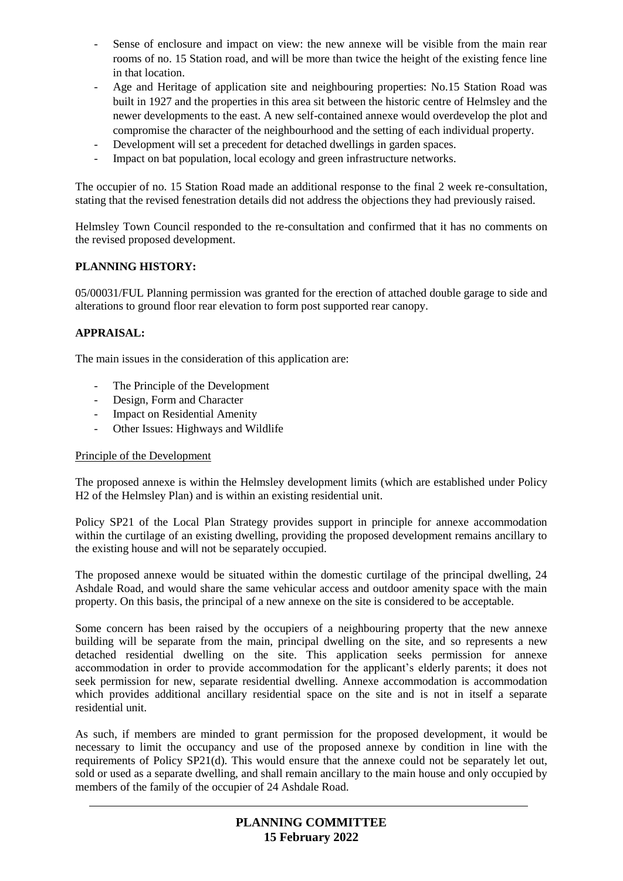- Sense of enclosure and impact on view: the new annexe will be visible from the main rear rooms of no. 15 Station road, and will be more than twice the height of the existing fence line in that location.
- Age and Heritage of application site and neighbouring properties: No.15 Station Road was built in 1927 and the properties in this area sit between the historic centre of Helmsley and the newer developments to the east. A new self-contained annexe would overdevelop the plot and compromise the character of the neighbourhood and the setting of each individual property.
- Development will set a precedent for detached dwellings in garden spaces.
- Impact on bat population, local ecology and green infrastructure networks.

The occupier of no. 15 Station Road made an additional response to the final 2 week re-consultation, stating that the revised fenestration details did not address the objections they had previously raised.

Helmsley Town Council responded to the re-consultation and confirmed that it has no comments on the revised proposed development.

**PLANNING HISTORY:**

05/00031/FUL Planning permission was granted for the erection of attached double garage to side and alterations to ground floor rear elevation to form post supported rear canopy.

**APPRAISAL:**

The main issues in the consideration of this application are:

- The Principle of the Development
- Design, Form and Character
- Impact on Residential Amenity
- Other Issues: Highways and Wildlife

Principle of the Development

The proposed annexe is within the Helmsley development limits (which are established under Policy H2 of the Helmsley Plan) and is within an existing residential unit.

Policy SP21 of the Local Plan Strategy provides support in principle for annexe accommodation within the curtilage of an existing dwelling, providing the proposed development remains ancillary to the existing house and will not be separately occupied.

The proposed annexe would be situated within the domestic curtilage of the principal dwelling, 24 Ashdale Road, and would share the same vehicular access and outdoor amenity space with the main property. On this basis, the principal of a new annexe on the site is considered to be acceptable.

Some concern has been raised by the occupiers of a neighbouring property that the new annexe building will be separate from the main, principal dwelling on the site, and so represents a new detached residential dwelling on the site. This application seeks permission for annexe accommodation in order to provide accommodation for the applicant's elderly parents; it does not seek permission for new, separate residential dwelling. Annexe accommodation is accommodation which provides additional ancillary residential space on the site and is not in itself a separate residential unit.

As such, if members are minded to grant permission for the proposed development, it would be necessary to limit the occupancy and use of the proposed annexe by condition in line with the requirements of Policy SP21(d). This would ensure that the annexe could not be separately let out, sold or used as a separate dwelling, and shall remain ancillary to the main house and only occupied by members of the family of the occupier of 24 Ashdale Road.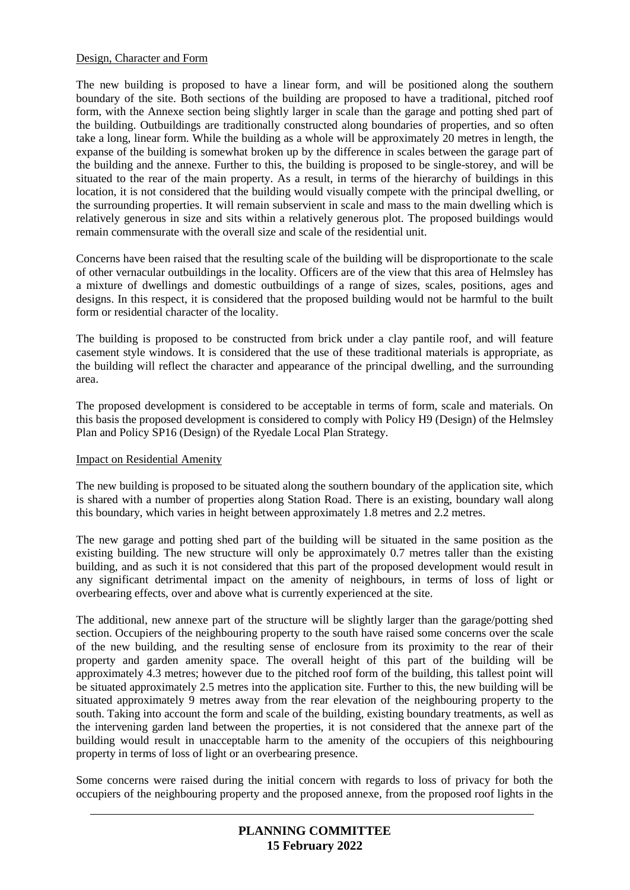Design, Character and Form

The new building is proposed to have a linear form, and will be positioned along the southern boundary of the site. Both sections of the building are proposed to have a traditional, pitched roof form, with the Annexe section being slightly larger in scale than the garage and potting shed part of the building. Outbuildings are traditionally constructed along boundaries of properties, and so often take a long, linear form. While the building as a whole will be approximately 20 metres in length, the expanse of the building is somewhat broken up by the difference in scales between the garage part of the building and the annexe. Further to this, the building is proposed to be single-storey, and will be situated to the rear of the main property. As a result, in terms of the hierarchy of buildings in this location, it is not considered that the building would visually compete with the principal dwelling, or the surrounding properties. It will remain subservient in scale and mass to the main dwelling which is relatively generous in size and sits within a relatively generous plot. The proposed buildings would remain commensurate with the overall size and scale of the residential unit.

Concerns have been raised that the resulting scale of the building will be disproportionate to the scale of other vernacular outbuildings in the locality. Officers are of the view that this area of Helmsley has a mixture of dwellings and domestic outbuildings of a range of sizes, scales, positions, ages and designs. In this respect, it is considered that the proposed building would not be harmful to the built form or residential character of the locality.

The building is proposed to be constructed from brick under a clay pantile roof, and will feature casement style windows. It is considered that the use of these traditional materials is appropriate, as the building will reflect the character and appearance of the principal dwelling, and the surrounding area.

The proposed development is considered to be acceptable in terms of form, scale and materials. On this basis the proposed development is considered to comply with Policy H9 (Design) of the Helmsley Plan and Policy SP16 (Design) of the Ryedale Local Plan Strategy.

Impact on Residential Amenity

The new building is proposed to be situated along the southern boundary of the application site, which is shared with a number of properties along Station Road. There is an existing, boundary wall along this boundary, which varies in height between approximately 1.8 metres and 2.2 metres.

The new garage and potting shed part of the building will be situated in the same position as the existing building. The new structure will only be approximately 0.7 metres taller than the existing building, and as such it is not considered that this part of the proposed development would result in any significant detrimental impact on the amenity of neighbours, in terms of loss of light or overbearing effects, over and above what is currently experienced at the site.

The additional, new annexe part of the structure will be slightly larger than the garage/potting shed section. Occupiers of the neighbouring property to the south have raised some concerns over the scale of the new building, and the resulting sense of enclosure from its proximity to the rear of their property and garden amenity space. The overall height of this part of the building will be approximately 4.3 metres; however due to the pitched roof form of the building, this tallest point will be situated approximately 2.5 metres into the application site. Further to this, the new building will be situated approximately 9 metres away from the rear elevation of the neighbouring property to the south. Taking into account the form and scale of the building, existing boundary treatments, as well as the intervening garden land between the properties, it is not considered that the annexe part of the building would result in unacceptable harm to the amenity of the occupiers of this neighbouring property in terms of loss of light or an overbearing presence.

Some concerns were raised during the initial concern with regards to loss of privacy for both the occupiers of the neighbouring property and the proposed annexe, from the proposed roof lights in the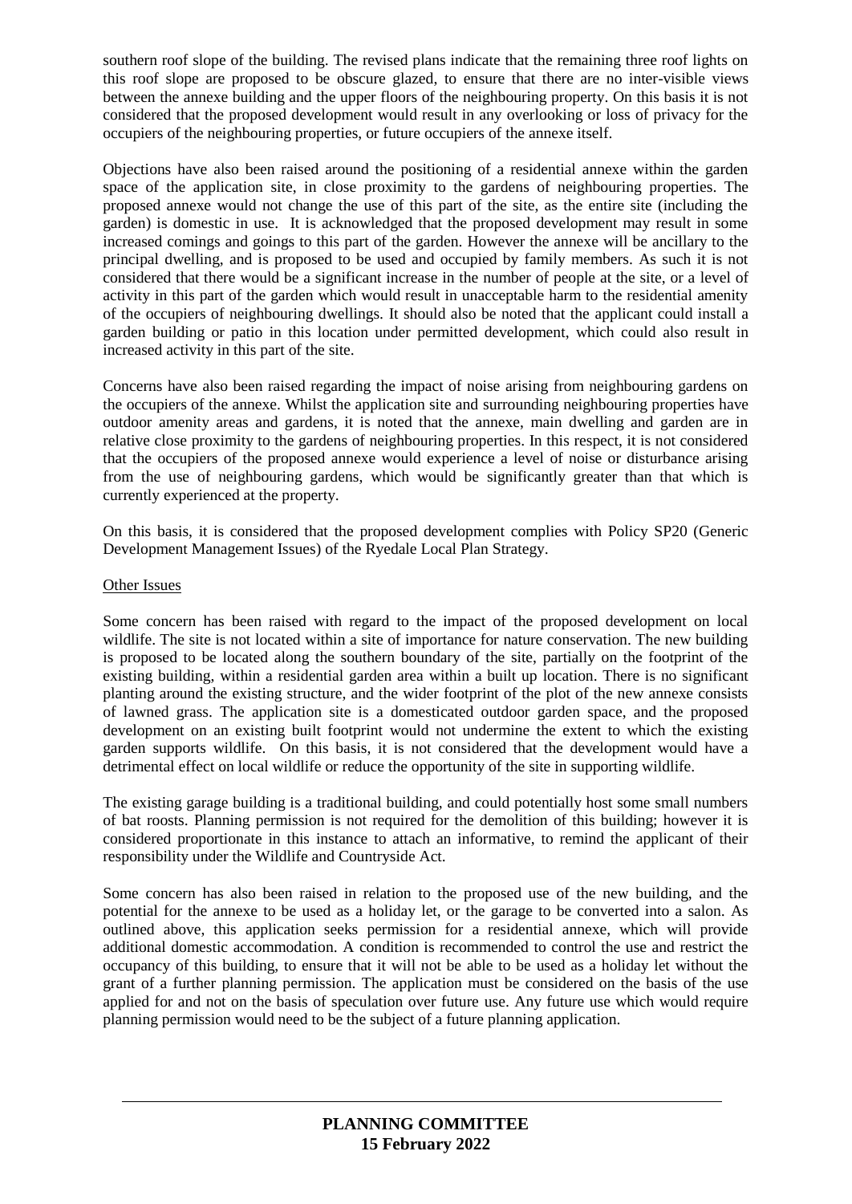southern roof slope of the building. The revised plans indicate that the remaining three roof lights on this roof slope are proposed to be obscure glazed, to ensure that there are no inter-visible views between the annexe building and the upper floors of the neighbouring property. On this basis it is not considered that the proposed development would result in any overlooking or loss of privacy for the occupiers of the neighbouring properties, or future occupiers of the annexe itself.

Objections have also been raised around the positioning of a residential annexe within the garden space of the application site, in close proximity to the gardens of neighbouring properties. The proposed annexe would not change the use of this part of the site, as the entire site (including the garden) is domestic in use. It is acknowledged that the proposed development may result in some increased comings and goings to this part of the garden. However the annexe will be ancillary to the principal dwelling, and is proposed to be used and occupied by family members. As such it is not considered that there would be a significant increase in the number of people at the site, or a level of activity in this part of the garden which would result in unacceptable harm to the residential amenity of the occupiers of neighbouring dwellings. It should also be noted that the applicant could install a garden building or patio in this location under permitted development, which could also result in increased activity in this part of the site.

Concerns have also been raised regarding the impact of noise arising from neighbouring gardens on the occupiers of the annexe. Whilst the application site and surrounding neighbouring properties have outdoor amenity areas and gardens, it is noted that the annexe, main dwelling and garden are in relative close proximity to the gardens of neighbouring properties. In this respect, it is not considered that the occupiers of the proposed annexe would experience a level of noise or disturbance arising from the use of neighbouring gardens, which would be significantly greater than that which is currently experienced at the property.

On this basis, it is considered that the proposed development complies with Policy SP20 (Generic Development Management Issues) of the Ryedale Local Plan Strategy.

Other Issues

Some concern has been raised with regard to the impact of the proposed development on local wildlife. The site is not located within a site of importance for nature conservation. The new building is proposed to be located along the southern boundary of the site, partially on the footprint of the existing building, within a residential garden area within a built up location. There is no significant planting around the existing structure, and the wider footprint of the plot of the new annexe consists of lawned grass. The application site is a domesticated outdoor garden space, and the proposed development on an existing built footprint would not undermine the extent to which the existing garden supports wildlife. On this basis, it is not considered that the development would have a detrimental effect on local wildlife or reduce the opportunity of the site in supporting wildlife.

The existing garage building is a traditional building, and could potentially host some small numbers of bat roosts. Planning permission is not required for the demolition of this building; however it is considered proportionate in this instance to attach an informative, to remind the applicant of their responsibility under the Wildlife and Countryside Act.

Some concern has also been raised in relation to the proposed use of the new building, and the potential for the annexe to be used as a holiday let, or the garage to be converted into a salon. As outlined above, this application seeks permission for a residential annexe, which will provide additional domestic accommodation. A condition is recommended to control the use and restrict the occupancy of this building, to ensure that it will not be able to be used as a holiday let without the grant of a further planning permission. The application must be considered on the basis of the use applied for and not on the basis of speculation over future use. Any future use which would require planning permission would need to be the subject of a future planning application.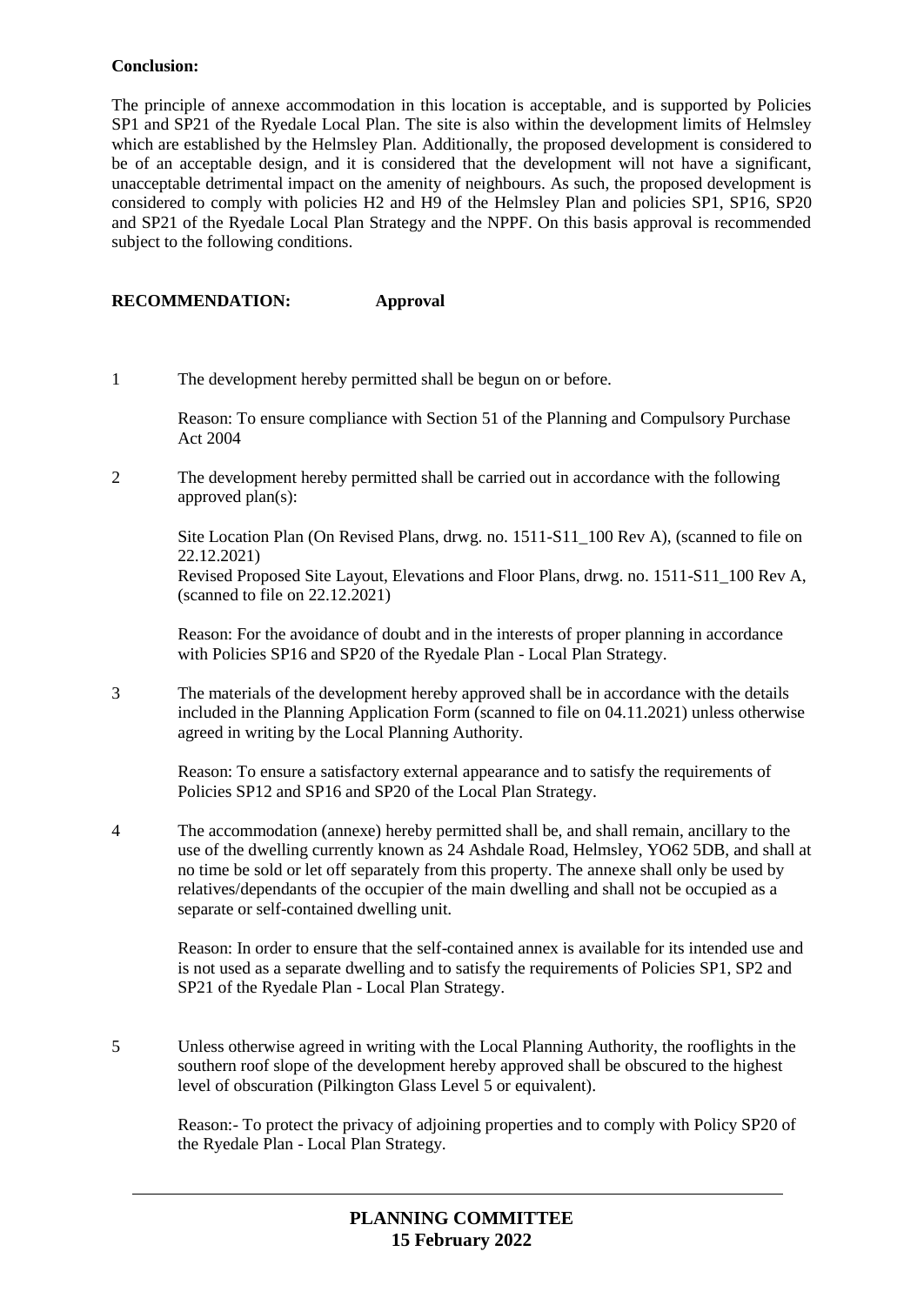**Conclusion:**

The principle of annexe accommodation in this location is acceptable, and is supported by Policies SP1 and SP21 of the Ryedale Local Plan. The site is also within the development limits of Helmsley which are established by the Helmsley Plan. Additionally, the proposed development is considered to be of an acceptable design, and it is considered that the development will not have a significant, unacceptable detrimental impact on the amenity of neighbours. As such, the proposed development is considered to comply with policies H2 and H9 of the Helmsley Plan and policies SP1, SP16, SP20 and SP21 of the Ryedale Local Plan Strategy and the NPPF. On this basis approval is recommended subject to the following conditions.

**RECOMMENDATION: Approval**

1 The development hereby permitted shall be begun on or before.

   Reason: To ensure compliance with Section 51 of the Planning and Compulsory Purchase Act 2004

2 The development hereby permitted shall be carried out in accordance with the following approved plan(s):

   Site Location Plan (On Revised Plans, drwg. no. 1511-S11_100 Rev A), (scanned to file on 22.12.2021)
   Revised Proposed Site Layout, Elevations and Floor Plans, drwg. no. 1511-S11_100 Rev A, (scanned to file on 22.12.2021)

   Reason: For the avoidance of doubt and in the interests of proper planning in accordance with Policies SP16 and SP20 of the Ryedale Plan - Local Plan Strategy.

3 The materials of the development hereby approved shall be in accordance with the details included in the Planning Application Form (scanned to file on 04.11.2021) unless otherwise agreed in writing by the Local Planning Authority.

   Reason: To ensure a satisfactory external appearance and to satisfy the requirements of Policies SP12 and SP16 and SP20 of the Local Plan Strategy.

4 The accommodation (annexe) hereby permitted shall be, and shall remain, ancillary to the use of the dwelling currently known as 24 Ashdale Road, Helmsley, YO62 5DB, and shall at no time be sold or let off separately from this property. The annexe shall only be used by relatives/dependants of the occupier of the main dwelling and shall not be occupied as a separate or self-contained dwelling unit.

   Reason: In order to ensure that the self-contained annex is available for its intended use and is not used as a separate dwelling and to satisfy the requirements of Policies SP1, SP2 and SP21 of the Ryedale Plan - Local Plan Strategy.

5 Unless otherwise agreed in writing with the Local Planning Authority, the rooflights in the southern roof slope of the development hereby approved shall be obscured to the highest level of obscuration (Pilkington Glass Level 5 or equivalent).

   Reason:- To protect the privacy of adjoining properties and to comply with Policy SP20 of the Ryedale Plan - Local Plan Strategy.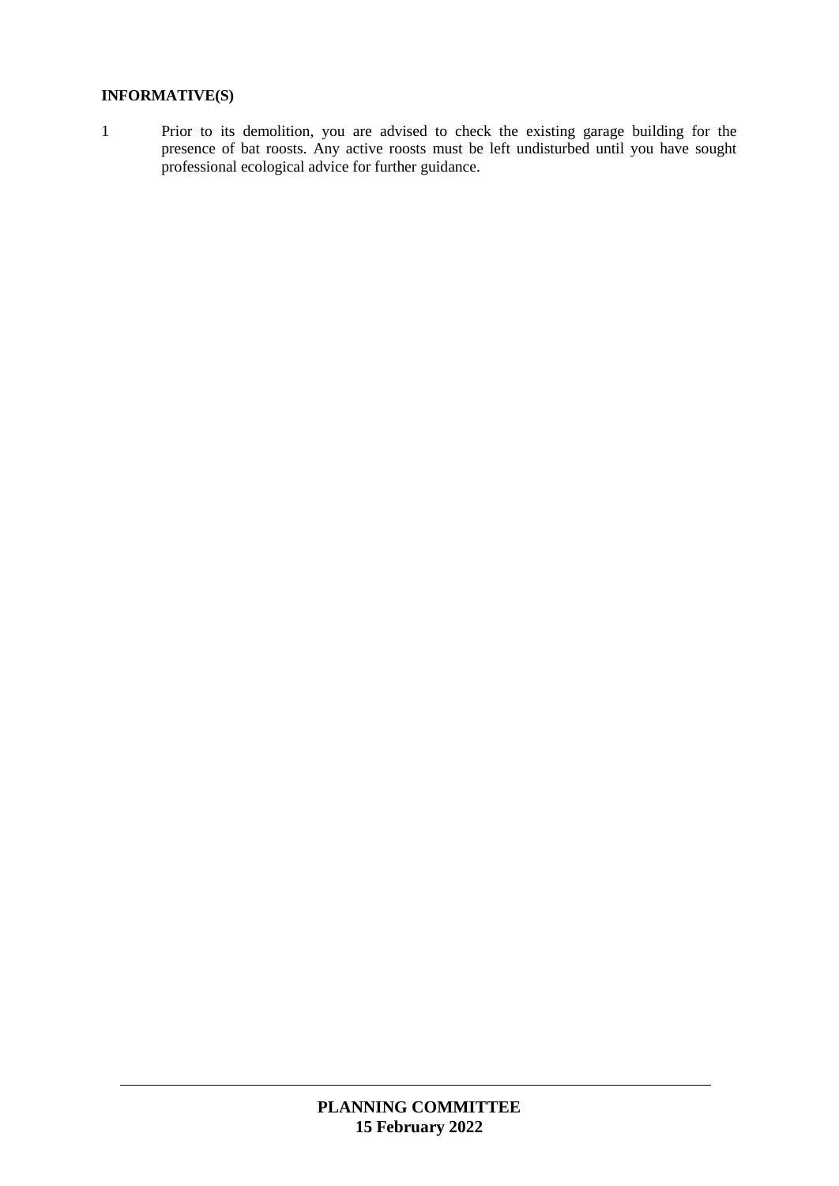**INFORMATIVE(S)**

1 Prior to its demolition, you are advised to check the existing garage building for the presence of bat roosts. Any active roosts must be left undisturbed until you have sought professional ecological advice for further guidance.